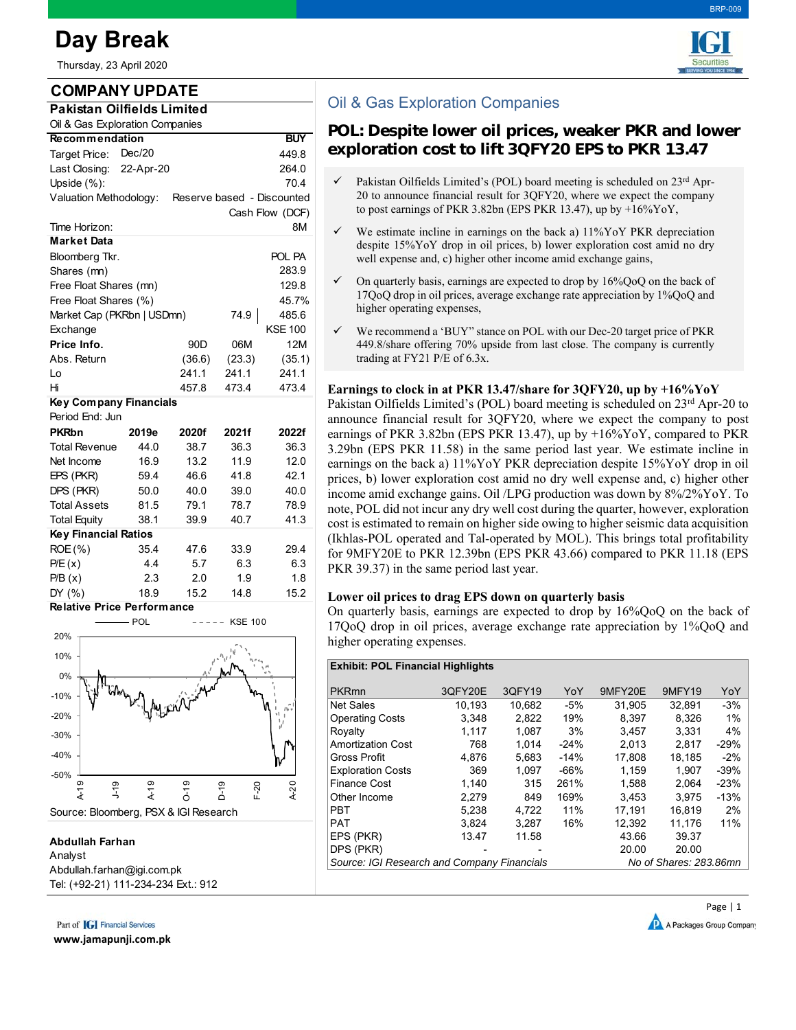# Day Break

Thursday, 23 April 2020

## COMPANY UPDATE

### Pakistan Oilfields Limited

Oil & Gas Exploration Companies

| Recommendation | | BUY |
|---|---|---|
| Target Price: | Dec/20 | 449.8 |
| Last Closing: | 22-Apr-20 | 264.0 |
| Upside (%): | | 70.4 |
| Valuation Methodology: | Reserve based - Discounted Cash Flow (DCF) | |
| Time Horizon: | | 8M |

| Market Data | | | |
|---|---|---|---|
| Bloomberg Tkr. | | | POL PA |
| Shares (mn) | | | 283.9 |
| Free Float Shares (mn) | | | 129.8 |
| Free Float Shares (%) | | | 45.7% |
| Market Cap (PKRbn \| USDmn) | | 74.9 | 485.6 |
| Exchange | | | KSE 100 |
| **Price Info.** | 90D | 06M | 12M |
| Abs. Return | (36.6) | (23.3) | (35.1) |
| Lo | 241.1 | 241.1 | 241.1 |
| Hi | 457.8 | 473.4 | 473.4 |

**Key Company Financials**

Period End: Jun

| PKRbn | 2019e | 2020f | 2021f | 2022f |
|---|---|---|---|---|
| Total Revenue | 44.0 | 38.7 | 36.3 | 36.3 |
| Net Income | 16.9 | 13.2 | 11.9 | 12.0 |
| EPS (PKR) | 59.4 | 46.6 | 41.8 | 42.1 |
| DPS (PKR) | 50.0 | 40.0 | 39.0 | 40.0 |
| Total Assets | 81.5 | 79.1 | 78.7 | 78.9 |
| Total Equity | 38.1 | 39.9 | 40.7 | 41.3 |
| **Key Financial Ratios** | | | | |
| ROE (%) | 35.4 | 47.6 | 33.9 | 29.4 |
| P/E (x) | 4.4 | 5.7 | 6.3 | 6.3 |
| P/B (x) | 2.3 | 2.0 | 1.9 | 1.8 |
| DY (%) | 18.9 | 15.2 | 14.8 | 15.2 |

**Relative Price Performance**

Source: Bloomberg, PSX & IGI Research

**Abdullah Farhan**
Analyst
Abdullah.farhan@igi.com.pk
Tel: (+92-21) 111-234-234 Ext.: 912

## Oil & Gas Exploration Companies

## POL: Despite lower oil prices, weaker PKR and lower exploration cost to lift 3QFY20 EPS to PKR 13.47

- ✓ Pakistan Oilfields Limited's (POL) board meeting is scheduled on 23rd Apr-20 to announce financial result for 3QFY20, where we expect the company to post earnings of PKR 3.82bn (EPS PKR 13.47), up by +16%YoY,
- ✓ We estimate incline in earnings on the back a) 11%YoY PKR depreciation despite 15%YoY drop in oil prices, b) lower exploration cost amid no dry well expense and, c) higher other income amid exchange gains,
- ✓ On quarterly basis, earnings are expected to drop by 16%QoQ on the back of 17QoQ drop in oil prices, average exchange rate appreciation by 1%QoQ and higher operating expenses,
- ✓ We recommend a 'BUY' stance on POL with our Dec-20 target price of PKR 449.8/share offering 70% upside from last close. The company is currently trading at FY21 P/E of 6.3x.

### Earnings to clock in at PKR 13.47/share for 3QFY20, up by +16%YoY

Pakistan Oilfields Limited's (POL) board meeting is scheduled on 23rd Apr-20 to announce financial result for 3QFY20, where we expect the company to post earnings of PKR 3.82bn (EPS PKR 13.47), up by +16%YoY, compared to PKR 3.29bn (EPS PKR 11.58) in the same period last year. We estimate incline in earnings on the back a) 11%YoY PKR depreciation despite 15%YoY drop in oil prices, b) lower exploration cost amid no dry well expense and, c) higher other income amid exchange gains. Oil /LPG production was down by 8%/2%YoY. To note, POL did not incur any dry well cost during the quarter, however, exploration cost is estimated to remain on higher side owing to higher seismic data acquisition (Ikhlas-POL operated and Tal-operated by MOL). This brings total profitability for 9MFY20E to PKR 12.39bn (EPS PKR 43.66) compared to PKR 11.18 (EPS PKR 39.37) in the same period last year.

### Lower oil prices to drag EPS down on quarterly basis

On quarterly basis, earnings are expected to drop by 16%QoQ on the back of 17QoQ drop in oil prices, average exchange rate appreciation by 1%QoQ and higher operating expenses.

**Exhibit: POL Financial Highlights**

| PKRmn | 3QFY20E | 3QFY19 | YoY | 9MFY20E | 9MFY19 | YoY |
|---|---|---|---|---|---|---|
| Net Sales | 10,193 | 10,682 | -5% | 31,905 | 32,891 | -3% |
| Operating Costs | 3,348 | 2,822 | 19% | 8,397 | 8,326 | 1% |
| Royalty | 1,117 | 1,087 | 3% | 3,457 | 3,331 | 4% |
| Amortization Cost | 768 | 1,014 | -24% | 2,013 | 2,817 | -29% |
| Gross Profit | 4,876 | 5,683 | -14% | 17,808 | 18,185 | -2% |
| Exploration Costs | 369 | 1,097 | -66% | 1,159 | 1,907 | -39% |
| Finance Cost | 1,140 | 315 | 261% | 1,588 | 2,064 | -23% |
| Other Income | 2,279 | 849 | 169% | 3,453 | 3,975 | -13% |
| PBT | 5,238 | 4,722 | 11% | 17,191 | 16,819 | 2% |
| PAT | 3,824 | 3,287 | 16% | 12,392 | 11,176 | 11% |
| EPS (PKR) | 13.47 | 11.58 | | 43.66 | 39.37 | |
| DPS (PKR) | - | - | | 20.00 | 20.00 | |

*Source: IGI Research and Company Financials* — *No of Shares: 283.86mn*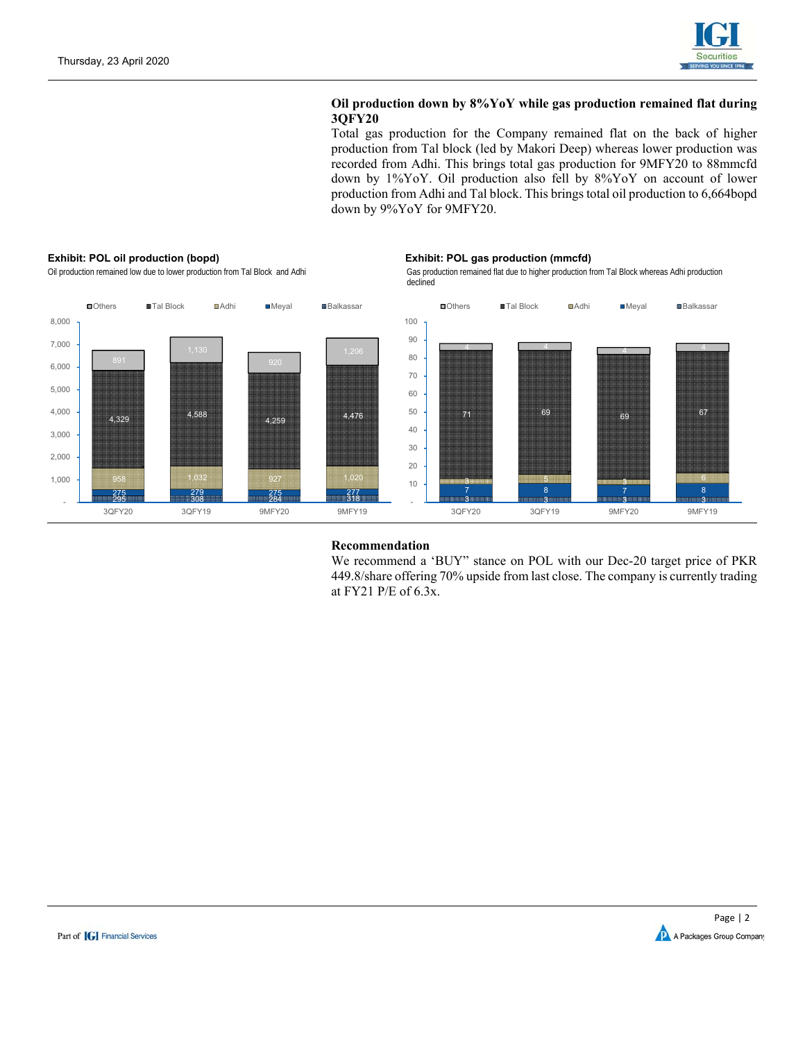## Oil production down by 8%YoY while gas production remained flat during 3QFY20

Total gas production for the Company remained flat on the back of higher production from Tal block (led by Makori Deep) whereas lower production was recorded from Adhi. This brings total gas production for 9MFY20 to 88mmcfd down by 1%YoY. Oil production also fell by 8%YoY on account of lower production from Adhi and Tal block. This brings total oil production to 6,664bopd down by 9%YoY for 9MFY20.

**Exhibit: POL oil production (bopd)**

Oil production remained low due to lower production from Tal Block and Adhi

Others
Tal Block
Adhi
Meyal
Balkassar

8,000
7,000
6,000
5,000
4,000
3,000
2,000
1,000
-

3QFY20: 891, 4,329, 958, 275, 295
3QFY19: 1,130, 4,588, 1,032, 279, 308
9MFY20: 920, 4,259, 927, 275, 284
9MFY19: 1,206, 4,476, 1,020, 277, 318

**Exhibit: POL gas production (mmcfd)**

Gas production remained flat due to higher production from Tal Block whereas Adhi production declined

Others
Tal Block
Adhi
Meyal
Balkassar

100
90
80
70
60
50
40
30
20
10
-

3QFY20: 4, 71, 3, 7, 3
3QFY19: 4, 69, 5, 8, 3
9MFY20: 4, 69, 3, 7, 3
9MFY19: 4, 67, 6, 8, 3

## Recommendation

We recommend a 'BUY" stance on POL with our Dec-20 target price of PKR 449.8/share offering 70% upside from last close. The company is currently trading at FY21 P/E of 6.3x.